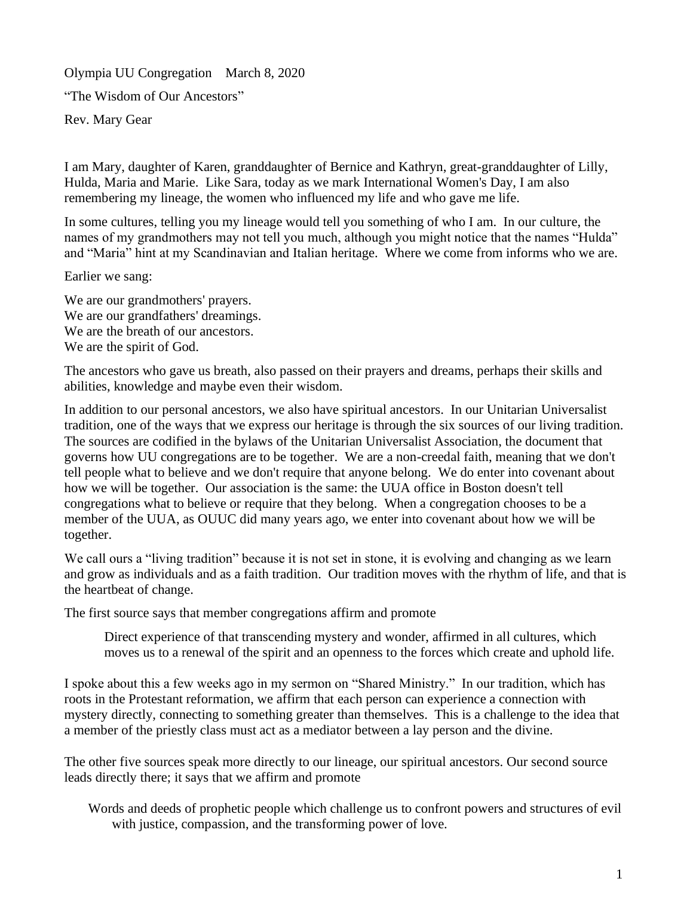Olympia UU Congregation  March 8, 2020

"The Wisdom of Our Ancestors"

Rev. Mary Gear

I am Mary, daughter of Karen, granddaughter of Bernice and Kathryn, great-granddaughter of Lilly, Hulda, Maria and Marie. Like Sara, today as we mark International Women's Day, I am also remembering my lineage, the women who influenced my life and who gave me life.

In some cultures, telling you my lineage would tell you something of who I am. In our culture, the names of my grandmothers may not tell you much, although you might notice that the names "Hulda" and "Maria" hint at my Scandinavian and Italian heritage. Where we come from informs who we are.

Earlier we sang:

We are our grandmothers' prayers.  
We are our grandfathers' dreamings.  
We are the breath of our ancestors.  
We are the spirit of God.

The ancestors who gave us breath, also passed on their prayers and dreams, perhaps their skills and abilities, knowledge and maybe even their wisdom.

In addition to our personal ancestors, we also have spiritual ancestors. In our Unitarian Universalist tradition, one of the ways that we express our heritage is through the six sources of our living tradition. The sources are codified in the bylaws of the Unitarian Universalist Association, the document that governs how UU congregations are to be together. We are a non-creedal faith, meaning that we don't tell people what to believe and we don't require that anyone belong. We do enter into covenant about how we will be together. Our association is the same: the UUA office in Boston doesn't tell congregations what to believe or require that they belong. When a congregation chooses to be a member of the UUA, as OUUC did many years ago, we enter into covenant about how we will be together.

We call ours a "living tradition" because it is not set in stone, it is evolving and changing as we learn and grow as individuals and as a faith tradition. Our tradition moves with the rhythm of life, and that is the heartbeat of change.

The first source says that member congregations affirm and promote

> Direct experience of that transcending mystery and wonder, affirmed in all cultures, which moves us to a renewal of the spirit and an openness to the forces which create and uphold life.

I spoke about this a few weeks ago in my sermon on "Shared Ministry." In our tradition, which has roots in the Protestant reformation, we affirm that each person can experience a connection with mystery directly, connecting to something greater than themselves. This is a challenge to the idea that a member of the priestly class must act as a mediator between a lay person and the divine.

The other five sources speak more directly to our lineage, our spiritual ancestors. Our second source leads directly there; it says that we affirm and promote

> Words and deeds of prophetic people which challenge us to confront powers and structures of evil with justice, compassion, and the transforming power of love.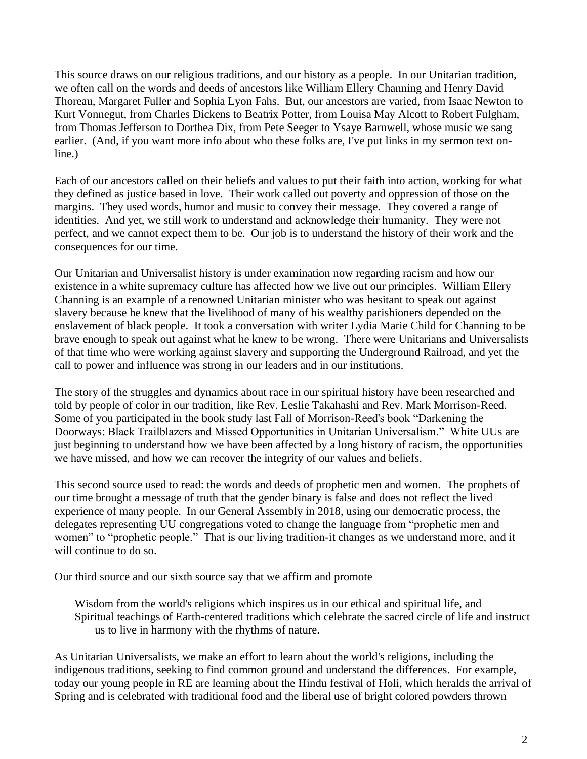This source draws on our religious traditions, and our history as a people. In our Unitarian tradition, we often call on the words and deeds of ancestors like William Ellery Channing and Henry David Thoreau, Margaret Fuller and Sophia Lyon Fahs. But, our ancestors are varied, from Isaac Newton to Kurt Vonnegut, from Charles Dickens to Beatrix Potter, from Louisa May Alcott to Robert Fulgham, from Thomas Jefferson to Dorthea Dix, from Pete Seeger to Ysaye Barnwell, whose music we sang earlier. (And, if you want more info about who these folks are, I've put links in my sermon text on-line.)

Each of our ancestors called on their beliefs and values to put their faith into action, working for what they defined as justice based in love. Their work called out poverty and oppression of those on the margins. They used words, humor and music to convey their message. They covered a range of identities. And yet, we still work to understand and acknowledge their humanity. They were not perfect, and we cannot expect them to be. Our job is to understand the history of their work and the consequences for our time.

Our Unitarian and Universalist history is under examination now regarding racism and how our existence in a white supremacy culture has affected how we live out our principles. William Ellery Channing is an example of a renowned Unitarian minister who was hesitant to speak out against slavery because he knew that the livelihood of many of his wealthy parishioners depended on the enslavement of black people. It took a conversation with writer Lydia Marie Child for Channing to be brave enough to speak out against what he knew to be wrong. There were Unitarians and Universalists of that time who were working against slavery and supporting the Underground Railroad, and yet the call to power and influence was strong in our leaders and in our institutions.

The story of the struggles and dynamics about race in our spiritual history have been researched and told by people of color in our tradition, like Rev. Leslie Takahashi and Rev. Mark Morrison-Reed. Some of you participated in the book study last Fall of Morrison-Reed's book "Darkening the Doorways: Black Trailblazers and Missed Opportunities in Unitarian Universalism." White UUs are just beginning to understand how we have been affected by a long history of racism, the opportunities we have missed, and how we can recover the integrity of our values and beliefs.

This second source used to read: the words and deeds of prophetic men and women. The prophets of our time brought a message of truth that the gender binary is false and does not reflect the lived experience of many people. In our General Assembly in 2018, using our democratic process, the delegates representing UU congregations voted to change the language from "prophetic men and women" to "prophetic people." That is our living tradition-it changes as we understand more, and it will continue to do so.

Our third source and our sixth source say that we affirm and promote

> Wisdom from the world's religions which inspires us in our ethical and spiritual life, and
> Spiritual teachings of Earth-centered traditions which celebrate the sacred circle of life and instruct us to live in harmony with the rhythms of nature.

As Unitarian Universalists, we make an effort to learn about the world's religions, including the indigenous traditions, seeking to find common ground and understand the differences. For example, today our young people in RE are learning about the Hindu festival of Holi, which heralds the arrival of Spring and is celebrated with traditional food and the liberal use of bright colored powders thrown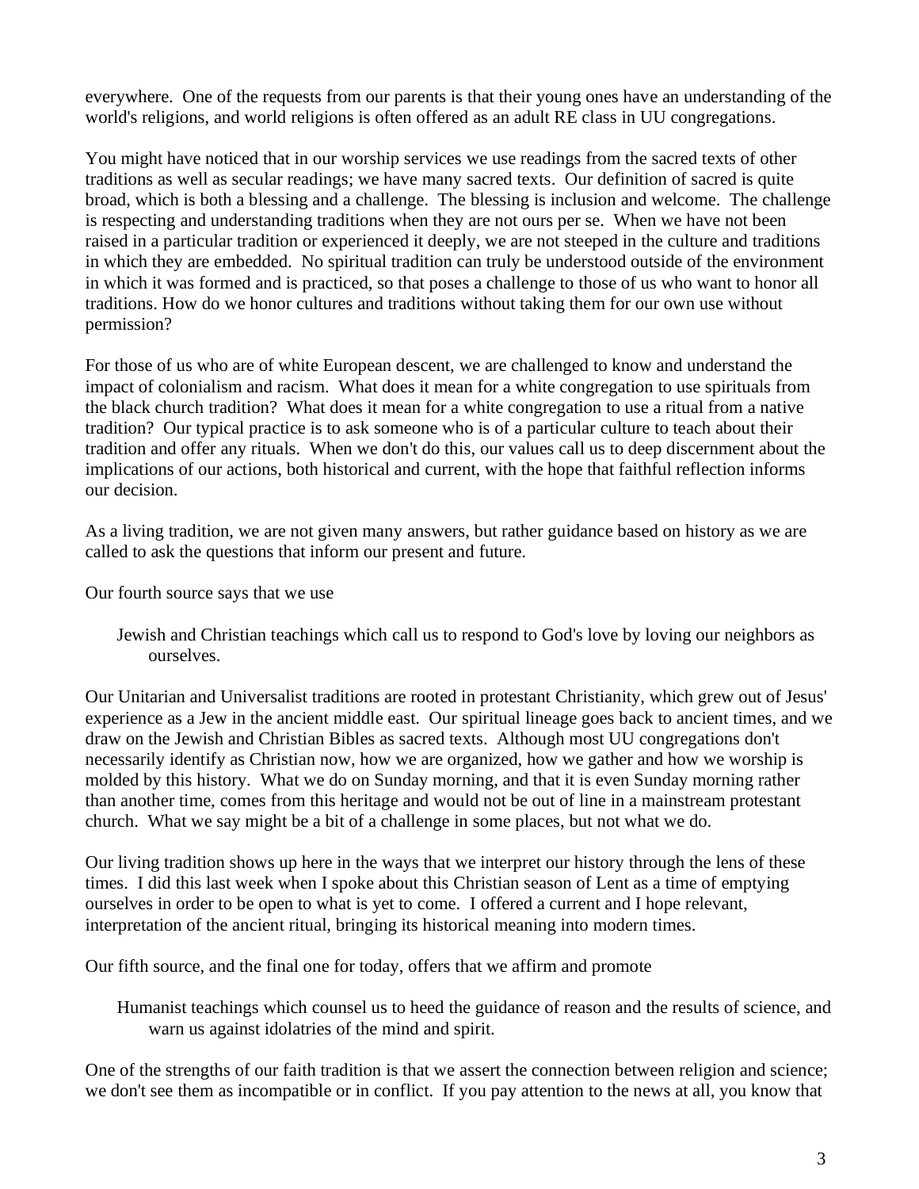everywhere. One of the requests from our parents is that their young ones have an understanding of the world's religions, and world religions is often offered as an adult RE class in UU congregations.

You might have noticed that in our worship services we use readings from the sacred texts of other traditions as well as secular readings; we have many sacred texts. Our definition of sacred is quite broad, which is both a blessing and a challenge. The blessing is inclusion and welcome. The challenge is respecting and understanding traditions when they are not ours per se. When we have not been raised in a particular tradition or experienced it deeply, we are not steeped in the culture and traditions in which they are embedded. No spiritual tradition can truly be understood outside of the environment in which it was formed and is practiced, so that poses a challenge to those of us who want to honor all traditions. How do we honor cultures and traditions without taking them for our own use without permission?

For those of us who are of white European descent, we are challenged to know and understand the impact of colonialism and racism. What does it mean for a white congregation to use spirituals from the black church tradition? What does it mean for a white congregation to use a ritual from a native tradition? Our typical practice is to ask someone who is of a particular culture to teach about their tradition and offer any rituals. When we don't do this, our values call us to deep discernment about the implications of our actions, both historical and current, with the hope that faithful reflection informs our decision.

As a living tradition, we are not given many answers, but rather guidance based on history as we are called to ask the questions that inform our present and future.

Our fourth source says that we use

> Jewish and Christian teachings which call us to respond to God's love by loving our neighbors as ourselves.

Our Unitarian and Universalist traditions are rooted in protestant Christianity, which grew out of Jesus' experience as a Jew in the ancient middle east. Our spiritual lineage goes back to ancient times, and we draw on the Jewish and Christian Bibles as sacred texts. Although most UU congregations don't necessarily identify as Christian now, how we are organized, how we gather and how we worship is molded by this history. What we do on Sunday morning, and that it is even Sunday morning rather than another time, comes from this heritage and would not be out of line in a mainstream protestant church. What we say might be a bit of a challenge in some places, but not what we do.

Our living tradition shows up here in the ways that we interpret our history through the lens of these times. I did this last week when I spoke about this Christian season of Lent as a time of emptying ourselves in order to be open to what is yet to come. I offered a current and I hope relevant, interpretation of the ancient ritual, bringing its historical meaning into modern times.

Our fifth source, and the final one for today, offers that we affirm and promote

> Humanist teachings which counsel us to heed the guidance of reason and the results of science, and warn us against idolatries of the mind and spirit.

One of the strengths of our faith tradition is that we assert the connection between religion and science; we don't see them as incompatible or in conflict. If you pay attention to the news at all, you know that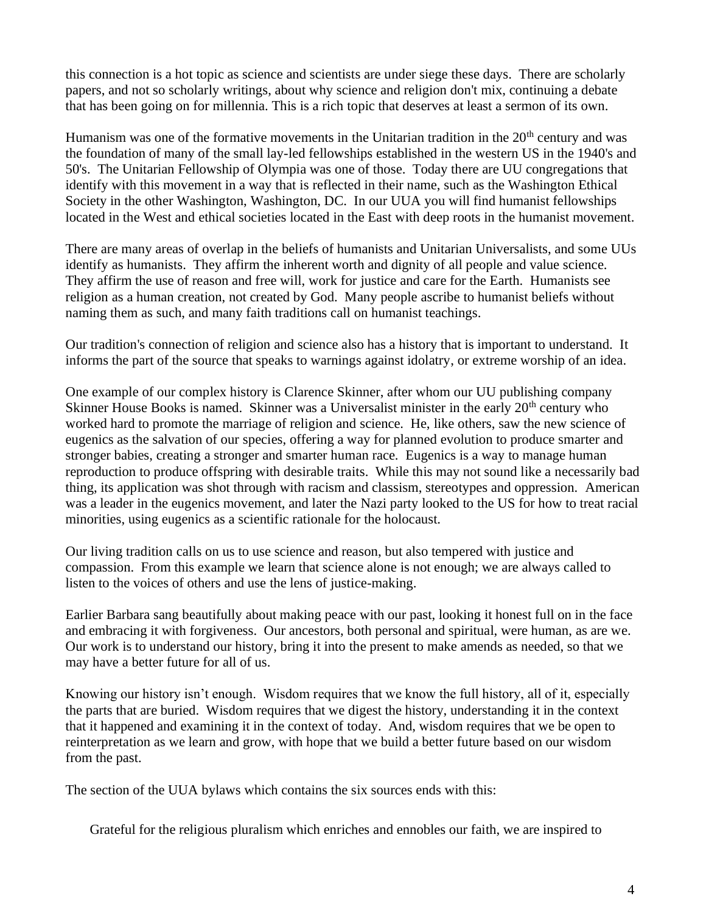this connection is a hot topic as science and scientists are under siege these days. There are scholarly papers, and not so scholarly writings, about why science and religion don't mix, continuing a debate that has been going on for millennia. This is a rich topic that deserves at least a sermon of its own.

Humanism was one of the formative movements in the Unitarian tradition in the 20th century and was the foundation of many of the small lay-led fellowships established in the western US in the 1940's and 50's. The Unitarian Fellowship of Olympia was one of those. Today there are UU congregations that identify with this movement in a way that is reflected in their name, such as the Washington Ethical Society in the other Washington, Washington, DC. In our UUA you will find humanist fellowships located in the West and ethical societies located in the East with deep roots in the humanist movement.

There are many areas of overlap in the beliefs of humanists and Unitarian Universalists, and some UUs identify as humanists. They affirm the inherent worth and dignity of all people and value science. They affirm the use of reason and free will, work for justice and care for the Earth. Humanists see religion as a human creation, not created by God. Many people ascribe to humanist beliefs without naming them as such, and many faith traditions call on humanist teachings.

Our tradition's connection of religion and science also has a history that is important to understand. It informs the part of the source that speaks to warnings against idolatry, or extreme worship of an idea.

One example of our complex history is Clarence Skinner, after whom our UU publishing company Skinner House Books is named. Skinner was a Universalist minister in the early 20th century who worked hard to promote the marriage of religion and science. He, like others, saw the new science of eugenics as the salvation of our species, offering a way for planned evolution to produce smarter and stronger babies, creating a stronger and smarter human race. Eugenics is a way to manage human reproduction to produce offspring with desirable traits. While this may not sound like a necessarily bad thing, its application was shot through with racism and classism, stereotypes and oppression. American was a leader in the eugenics movement, and later the Nazi party looked to the US for how to treat racial minorities, using eugenics as a scientific rationale for the holocaust.

Our living tradition calls on us to use science and reason, but also tempered with justice and compassion. From this example we learn that science alone is not enough; we are always called to listen to the voices of others and use the lens of justice-making.

Earlier Barbara sang beautifully about making peace with our past, looking it honest full on in the face and embracing it with forgiveness. Our ancestors, both personal and spiritual, were human, as are we. Our work is to understand our history, bring it into the present to make amends as needed, so that we may have a better future for all of us.

Knowing our history isn't enough. Wisdom requires that we know the full history, all of it, especially the parts that are buried. Wisdom requires that we digest the history, understanding it in the context that it happened and examining it in the context of today. And, wisdom requires that we be open to reinterpretation as we learn and grow, with hope that we build a better future based on our wisdom from the past.

The section of the UUA bylaws which contains the six sources ends with this:

> Grateful for the religious pluralism which enriches and ennobles our faith, we are inspired to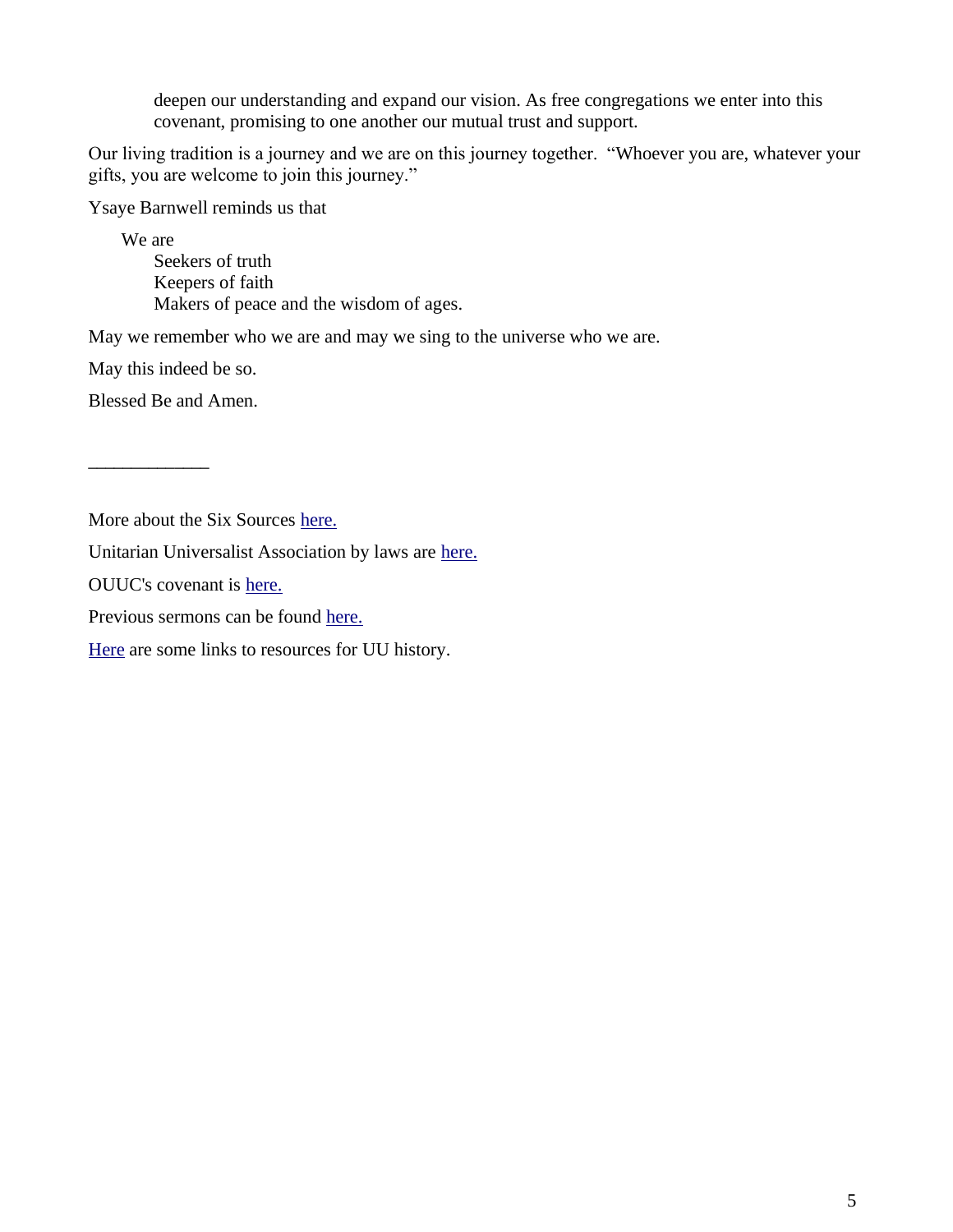> deepen our understanding and expand our vision. As free congregations we enter into this covenant, promising to one another our mutual trust and support.

Our living tradition is a journey and we are on this journey together. "Whoever you are, whatever your gifts, you are welcome to join this journey."

Ysaye Barnwell reminds us that

> We are
> Seekers of truth
> Keepers of faith
> Makers of peace and the wisdom of ages.

May we remember who we are and may we sing to the universe who we are.

May this indeed be so.

Blessed Be and Amen.

---

More about the Six Sources here.

Unitarian Universalist Association by laws are here.

OUUC's covenant is here.

Previous sermons can be found here.

Here are some links to resources for UU history.